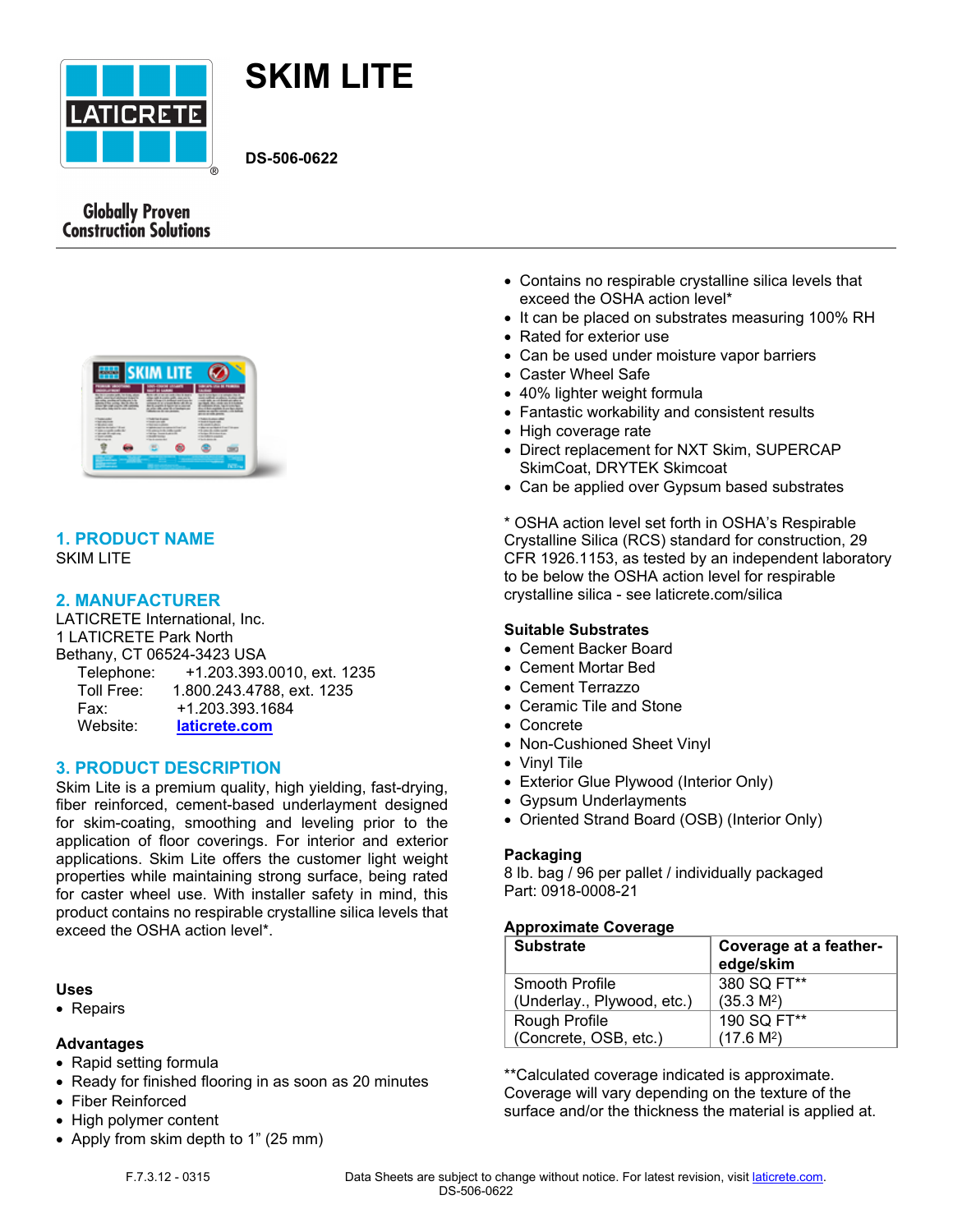# SKIM LITE

**DS-506-0622**

Globally Proven Construction Solutions

## 1. PRODUCT NAME

SKIM LITE

## 2. MANUFACTURER

LATICRETE International, Inc.
1 LATICRETE Park North
Bethany, CT 06524-3423 USA
Telephone: +1.203.393.0010, ext. 1235
Toll Free: 1.800.243.4788, ext. 1235
Fax: +1.203.393.1684
Website: laticrete.com

## 3. PRODUCT DESCRIPTION

Skim Lite is a premium quality, high yielding, fast-drying, fiber reinforced, cement-based underlayment designed for skim-coating, smoothing and leveling prior to the application of floor coverings. For interior and exterior applications. Skim Lite offers the customer light weight properties while maintaining strong surface, being rated for caster wheel use. With installer safety in mind, this product contains no respirable crystalline silica levels that exceed the OSHA action level*.

### Uses

- Repairs

### Advantages

- Rapid setting formula
- Ready for finished flooring in as soon as 20 minutes
- Fiber Reinforced
- High polymer content
- Apply from skim depth to 1" (25 mm)
- Contains no respirable crystalline silica levels that exceed the OSHA action level*
- It can be placed on substrates measuring 100% RH
- Rated for exterior use
- Can be used under moisture vapor barriers
- Caster Wheel Safe
- 40% lighter weight formula
- Fantastic workability and consistent results
- High coverage rate
- Direct replacement for NXT Skim, SUPERCAP SkimCoat, DRYTEK Skimcoat
- Can be applied over Gypsum based substrates

* OSHA action level set forth in OSHA's Respirable Crystalline Silica (RCS) standard for construction, 29 CFR 1926.1153, as tested by an independent laboratory to be below the OSHA action level for respirable crystalline silica - see laticrete.com/silica

### Suitable Substrates

- Cement Backer Board
- Cement Mortar Bed
- Cement Terrazzo
- Ceramic Tile and Stone
- Concrete
- Non-Cushioned Sheet Vinyl
- Vinyl Tile
- Exterior Glue Plywood (Interior Only)
- Gypsum Underlayments
- Oriented Strand Board (OSB) (Interior Only)

### Packaging

8 lb. bag / 96 per pallet / individually packaged
Part: 0918-0008-21

### Approximate Coverage

| Substrate | Coverage at a feather-edge/skim |
|---|---|
| Smooth Profile (Underlay., Plywood, etc.) | 380 SQ FT** (35.3 $M^2$) |
| Rough Profile (Concrete, OSB, etc.) | 190 SQ FT** (17.6 $M^2$) |

**Calculated coverage indicated is approximate. Coverage will vary depending on the texture of the surface and/or the thickness the material is applied at.

F.7.3.12 - 0315

Data Sheets are subject to change without notice. For latest revision, visit laticrete.com.
DS-506-0622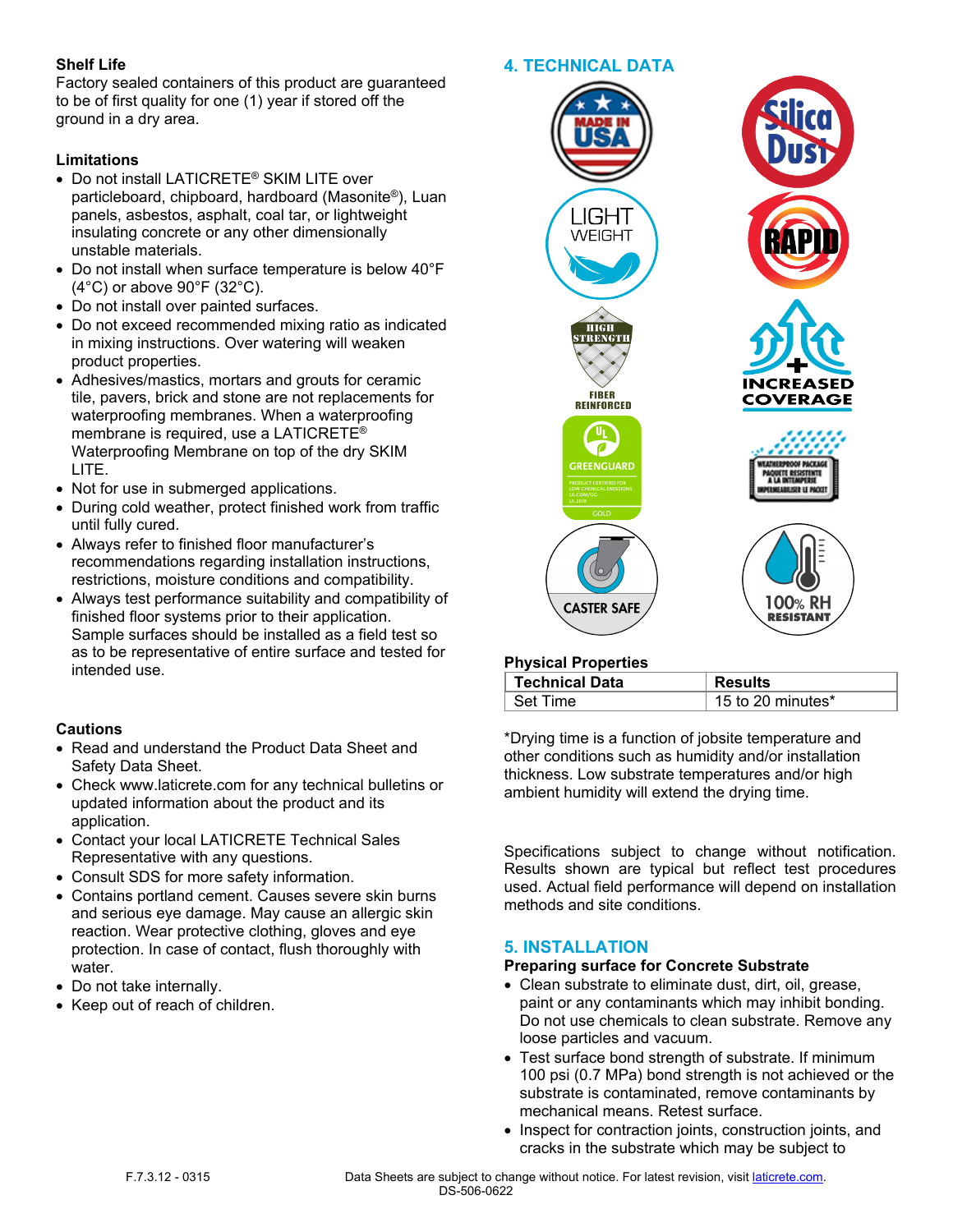**Shelf Life**

Factory sealed containers of this product are guaranteed to be of first quality for one (1) year if stored off the ground in a dry area.

**Limitations**

- Do not install LATICRETE® SKIM LITE over particleboard, chipboard, hardboard (Masonite®), Luan panels, asbestos, asphalt, coal tar, or lightweight insulating concrete or any other dimensionally unstable materials.
- Do not install when surface temperature is below 40°F (4°C) or above 90°F (32°C).
- Do not install over painted surfaces.
- Do not exceed recommended mixing ratio as indicated in mixing instructions. Over watering will weaken product properties.
- Adhesives/mastics, mortars and grouts for ceramic tile, pavers, brick and stone are not replacements for waterproofing membranes. When a waterproofing membrane is required, use a LATICRETE® Waterproofing Membrane on top of the dry SKIM LITE.
- Not for use in submerged applications.
- During cold weather, protect finished work from traffic until fully cured.
- Always refer to finished floor manufacturer's recommendations regarding installation instructions, restrictions, moisture conditions and compatibility.
- Always test performance suitability and compatibility of finished floor systems prior to their application. Sample surfaces should be installed as a field test so as to be representative of entire surface and tested for intended use.

**Cautions**

- Read and understand the Product Data Sheet and Safety Data Sheet.
- Check www.laticrete.com for any technical bulletins or updated information about the product and its application.
- Contact your local LATICRETE Technical Sales Representative with any questions.
- Consult SDS for more safety information.
- Contains portland cement. Causes severe skin burns and serious eye damage. May cause an allergic skin reaction. Wear protective clothing, gloves and eye protection. In case of contact, flush thoroughly with water.
- Do not take internally.
- Keep out of reach of children.

## 4. TECHNICAL DATA

**Physical Properties**

| Technical Data | Results |
|---|---|
| Set Time | 15 to 20 minutes* |

*Drying time is a function of jobsite temperature and other conditions such as humidity and/or installation thickness. Low substrate temperatures and/or high ambient humidity will extend the drying time.

Specifications subject to change without notification. Results shown are typical but reflect test procedures used. Actual field performance will depend on installation methods and site conditions.

## 5. INSTALLATION

**Preparing surface for Concrete Substrate**

- Clean substrate to eliminate dust, dirt, oil, grease, paint or any contaminants which may inhibit bonding. Do not use chemicals to clean substrate. Remove any loose particles and vacuum.
- Test surface bond strength of substrate. If minimum 100 psi (0.7 MPa) bond strength is not achieved or the substrate is contaminated, remove contaminants by mechanical means. Retest surface.
- Inspect for contraction joints, construction joints, and cracks in the substrate which may be subject to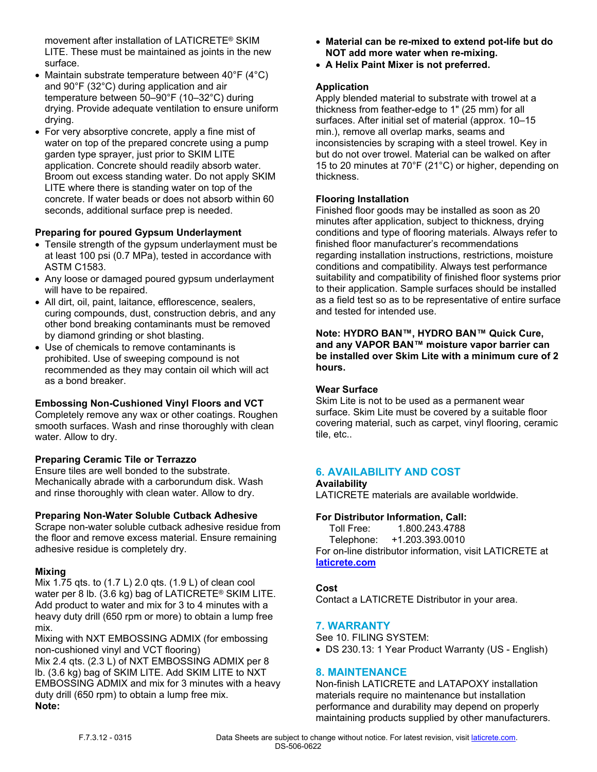movement after installation of LATICRETE® SKIM LITE. These must be maintained as joints in the new surface.

- Maintain substrate temperature between 40°F (4°C) and 90°F (32°C) during application and air temperature between 50–90°F (10–32°C) during drying. Provide adequate ventilation to ensure uniform drying.
- For very absorptive concrete, apply a fine mist of water on top of the prepared concrete using a pump garden type sprayer, just prior to SKIM LITE application. Concrete should readily absorb water. Broom out excess standing water. Do not apply SKIM LITE where there is standing water on top of the concrete. If water beads or does not absorb within 60 seconds, additional surface prep is needed.

**Preparing for poured Gypsum Underlayment**

- Tensile strength of the gypsum underlayment must be at least 100 psi (0.7 MPa), tested in accordance with ASTM C1583.
- Any loose or damaged poured gypsum underlayment will have to be repaired.
- All dirt, oil, paint, laitance, efflorescence, sealers, curing compounds, dust, construction debris, and any other bond breaking contaminants must be removed by diamond grinding or shot blasting.
- Use of chemicals to remove contaminants is prohibited. Use of sweeping compound is not recommended as they may contain oil which will act as a bond breaker.

**Embossing Non-Cushioned Vinyl Floors and VCT**

Completely remove any wax or other coatings. Roughen smooth surfaces. Wash and rinse thoroughly with clean water. Allow to dry.

**Preparing Ceramic Tile or Terrazzo**

Ensure tiles are well bonded to the substrate. Mechanically abrade with a carborundum disk. Wash and rinse thoroughly with clean water. Allow to dry.

**Preparing Non-Water Soluble Cutback Adhesive**

Scrape non-water soluble cutback adhesive residue from the floor and remove excess material. Ensure remaining adhesive residue is completely dry.

**Mixing**

Mix 1.75 qts. to (1.7 L) 2.0 qts. (1.9 L) of clean cool water per 8 lb. (3.6 kg) bag of LATICRETE® SKIM LITE. Add product to water and mix for 3 to 4 minutes with a heavy duty drill (650 rpm or more) to obtain a lump free mix.

Mixing with NXT EMBOSSING ADMIX (for embossing non-cushioned vinyl and VCT flooring)

Mix 2.4 qts. (2.3 L) of NXT EMBOSSING ADMIX per 8 lb. (3.6 kg) bag of SKIM LITE. Add SKIM LITE to NXT EMBOSSING ADMIX and mix for 3 minutes with a heavy duty drill (650 rpm) to obtain a lump free mix.

**Note:**

- **Material can be re-mixed to extend pot-life but do NOT add more water when re-mixing.**
- **A Helix Paint Mixer is not preferred.**

**Application**

Apply blended material to substrate with trowel at a thickness from feather-edge to 1" (25 mm) for all surfaces. After initial set of material (approx. 10–15 min.), remove all overlap marks, seams and inconsistencies by scraping with a steel trowel. Key in but do not over trowel. Material can be walked on after 15 to 20 minutes at 70°F (21°C) or higher, depending on thickness.

**Flooring Installation**

Finished floor goods may be installed as soon as 20 minutes after application, subject to thickness, drying conditions and type of flooring materials. Always refer to finished floor manufacturer's recommendations regarding installation instructions, restrictions, moisture conditions and compatibility. Always test performance suitability and compatibility of finished floor systems prior to their application. Sample surfaces should be installed as a field test so as to be representative of entire surface and tested for intended use.

**Note: HYDRO BAN™, HYDRO BAN™ Quick Cure, and any VAPOR BAN™ moisture vapor barrier can be installed over Skim Lite with a minimum cure of 2 hours.**

**Wear Surface**

Skim Lite is not to be used as a permanent wear surface. Skim Lite must be covered by a suitable floor covering material, such as carpet, vinyl flooring, ceramic tile, etc..

## 6. AVAILABILITY AND COST

**Availability**

LATICRETE materials are available worldwide.

**For Distributor Information, Call:**

Toll Free: 1.800.243.4788
Telephone: +1.203.393.0010

For on-line distributor information, visit LATICRETE at **laticrete.com**

**Cost**

Contact a LATICRETE Distributor in your area.

## 7. WARRANTY

See 10. FILING SYSTEM:

- DS 230.13: 1 Year Product Warranty (US - English)

## 8. MAINTENANCE

Non-finish LATICRETE and LATAPOXY installation materials require no maintenance but installation performance and durability may depend on properly maintaining products supplied by other manufacturers.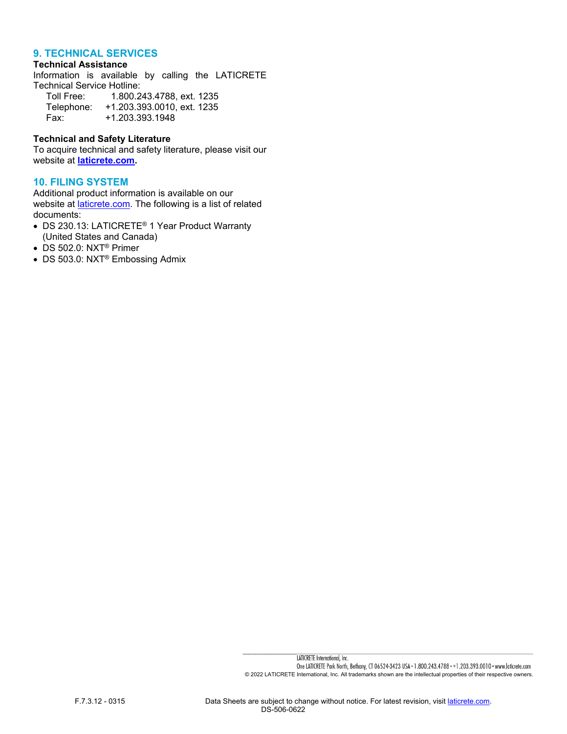## 9. TECHNICAL SERVICES

**Technical Assistance**

Information is available by calling the LATICRETE Technical Service Hotline:

Toll Free: 1.800.243.4788, ext. 1235
Telephone: +1.203.393.0010, ext. 1235
Fax: +1.203.393.1948

**Technical and Safety Literature**

To acquire technical and safety literature, please visit our website at **laticrete.com.**

## 10. FILING SYSTEM

Additional product information is available on our website at laticrete.com. The following is a list of related documents:

- DS 230.13: LATICRETE® 1 Year Product Warranty (United States and Canada)
- DS 502.0: NXT® Primer
- DS 503.0: NXT® Embossing Admix

LATICRETE International, Inc.
One LATICRETE Park North, Bethany, CT 06524-3423 USA • 1.800.243.4788 • +1.203.393.0010 • www.laticrete.com
© 2022 LATICRETE International, Inc. All trademarks shown are the intellectual properties of their respective owners.

F.7.3.12 - 0315

Data Sheets are subject to change without notice. For latest revision, visit laticrete.com.
DS-506-0622